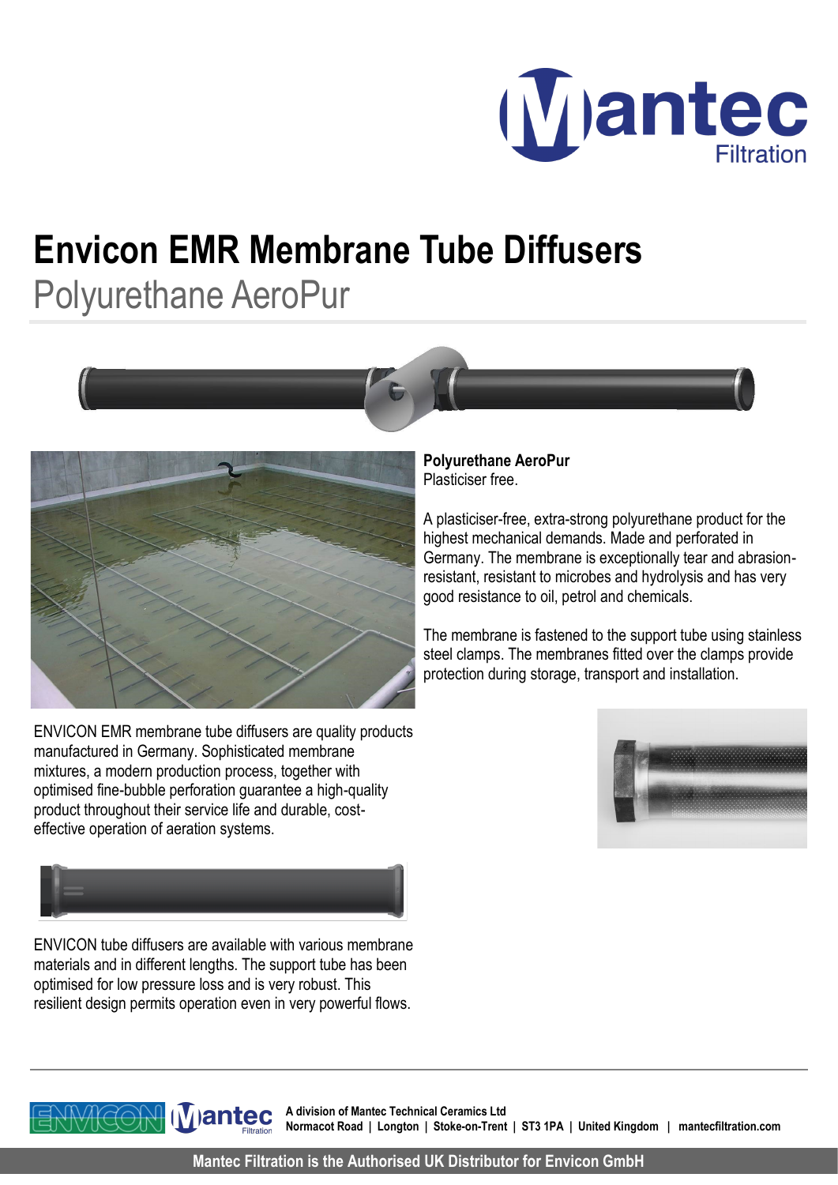# Envicon EMR Membrane Tube Diffusers

## Polyurethane AeroPur

ENVICON EMR membrane tube diffusers are quality products manufactured in Germany. Sophisticated membrane mixtures, a modern production process, together with optimised fine-bubble perforation guarantee a high-quality product throughout their service life and durable, cost-effective operation of aeration systems.

ENVICON tube diffusers are available with various membrane materials and in different lengths. The support tube has been optimised for low pressure loss and is very robust. This resilient design permits operation even in very powerful flows.

**Polyurethane AeroPur**
Plasticiser free.

A plasticiser-free, extra-strong polyurethane product for the highest mechanical demands. Made and perforated in Germany. The membrane is exceptionally tear and abrasion-resistant, resistant to microbes and hydrolysis and has very good resistance to oil, petrol and chemicals.

The membrane is fastened to the support tube using stainless steel clamps. The membranes fitted over the clamps provide protection during storage, transport and installation.

**A division of Mantec Technical Ceramics Ltd**
**Normacot Road | Longton | Stoke-on-Trent | ST3 1PA | United Kingdom | mantecfiltration.com**

**Mantec Filtration is the Authorised UK Distributor for Envicon GmbH**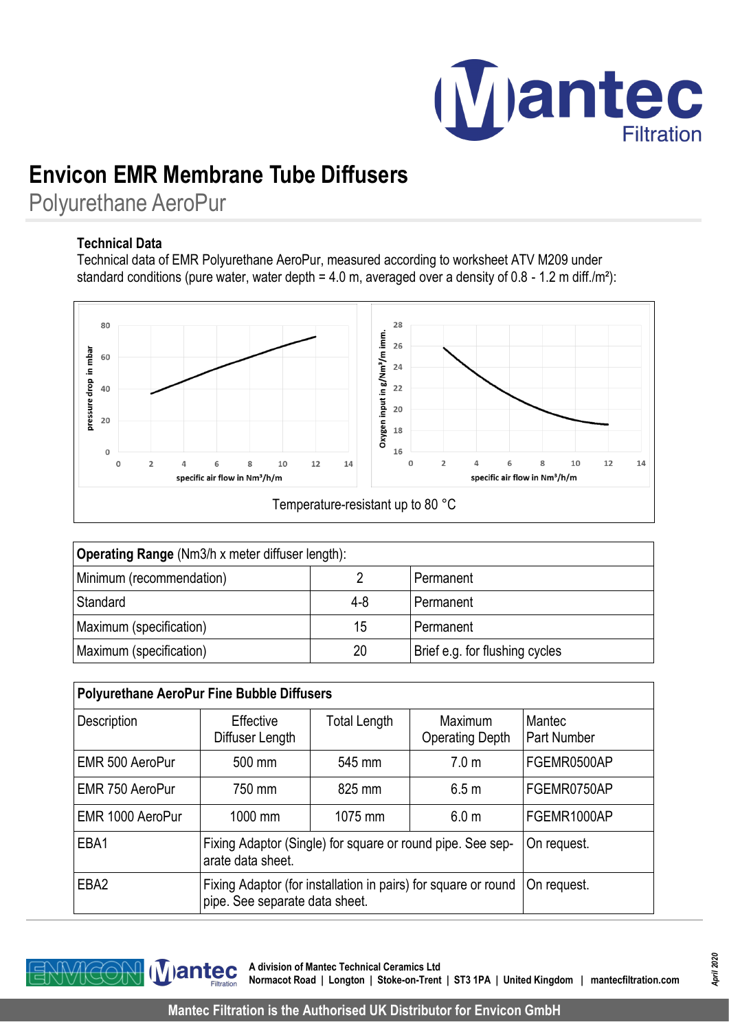# Envicon EMR Membrane Tube Diffusers

## Polyurethane AeroPur

**Technical Data**

Technical data of EMR Polyurethane AeroPur, measured according to worksheet ATV M209 under standard conditions (pure water, water depth = 4.0 m, averaged over a density of 0.8 - 1.2 m diff./m²):

pressure drop in mbar

80
60
40
20
0

0 2 4 6 8 10 12 14

specific air flow in Nm³/h/m

Oxygen input in g/Nm³/m imm.

28
26
24
22
20
18
16

0 2 4 6 8 10 12 14

specific air flow in Nm³/h/m

Temperature-resistant up to 80 °C

| **Operating Range** (Nm3/h x meter diffuser length): | | |
|---|---|---|
| Minimum (recommendation) | 2 | Permanent |
| Standard | 4-8 | Permanent |
| Maximum (specification) | 15 | Permanent |
| Maximum (specification) | 20 | Brief e.g. for flushing cycles |

| **Polyurethane AeroPur Fine Bubble Diffusers** | | | | |
|---|---|---|---|---|
| Description | Effective Diffuser Length | Total Length | Maximum Operating Depth | Mantec Part Number |
| EMR 500 AeroPur | 500 mm | 545 mm | 7.0 m | FGEMR0500AP |
| EMR 750 AeroPur | 750 mm | 825 mm | 6.5 m | FGEMR0750AP |
| EMR 1000 AeroPur | 1000 mm | 1075 mm | 6.0 m | FGEMR1000AP |
| EBA1 | Fixing Adaptor (Single) for square or round pipe. See separate data sheet. | | | On request. |
| EBA2 | Fixing Adaptor (for installation in pairs) for square or round pipe. See separate data sheet. | | | On request. |

A division of Mantec Technical Ceramics Ltd
Normacot Road | Longton | Stoke-on-Trent | ST3 1PA | United Kingdom | mantecfiltration.com

April 2020

Mantec Filtration is the Authorised UK Distributor for Envicon GmbH